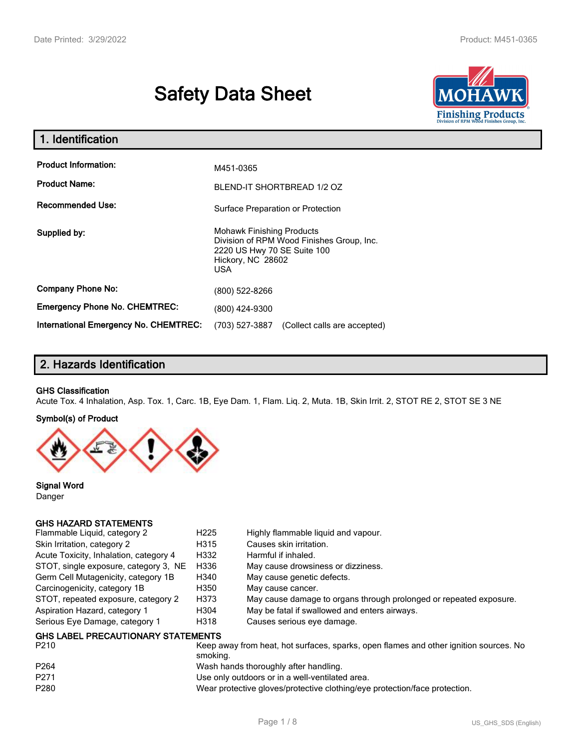# Safety Data Sheet

## 1. Identification

| | |
|---|---|
| **Product Information:** | M451-0365 |
| **Product Name:** | BLEND-IT SHORTBREAD 1/2 OZ |
| **Recommended Use:** | Surface Preparation or Protection |
| **Supplied by:** | Mohawk Finishing Products<br>Division of RPM Wood Finishes Group, Inc.<br>2220 US Hwy 70 SE Suite 100<br>Hickory, NC 28602<br>USA |
| **Company Phone No:** | (800) 522-8266 |
| **Emergency Phone No. CHEMTREC:** | (800) 424-9300 |
| **International Emergency No. CHEMTREC:** | (703) 527-3887 (Collect calls are accepted) |

## 2. Hazards Identification

**GHS Classification**

Acute Tox. 4 Inhalation, Asp. Tox. 1, Carc. 1B, Eye Dam. 1, Flam. Liq. 2, Muta. 1B, Skin Irrit. 2, STOT RE 2, STOT SE 3 NE

**Symbol(s) of Product**

**Signal Word**

Danger

**GHS HAZARD STATEMENTS**

| | | |
|---|---|---|
| Flammable Liquid, category 2 | H225 | Highly flammable liquid and vapour. |
| Skin Irritation, category 2 | H315 | Causes skin irritation. |
| Acute Toxicity, Inhalation, category 4 | H332 | Harmful if inhaled. |
| STOT, single exposure, category 3, NE | H336 | May cause drowsiness or dizziness. |
| Germ Cell Mutagenicity, category 1B | H340 | May cause genetic defects. |
| Carcinogenicity, category 1B | H350 | May cause cancer. |
| STOT, repeated exposure, category 2 | H373 | May cause damage to organs through prolonged or repeated exposure. |
| Aspiration Hazard, category 1 | H304 | May be fatal if swallowed and enters airways. |
| Serious Eye Damage, category 1 | H318 | Causes serious eye damage. |

**GHS LABEL PRECAUTIONARY STATEMENTS**

| | |
|---|---|
| P210 | Keep away from heat, hot surfaces, sparks, open flames and other ignition sources. No smoking. |
| P264 | Wash hands thoroughly after handling. |
| P271 | Use only outdoors or in a well-ventilated area. |
| P280 | Wear protective gloves/protective clothing/eye protection/face protection. |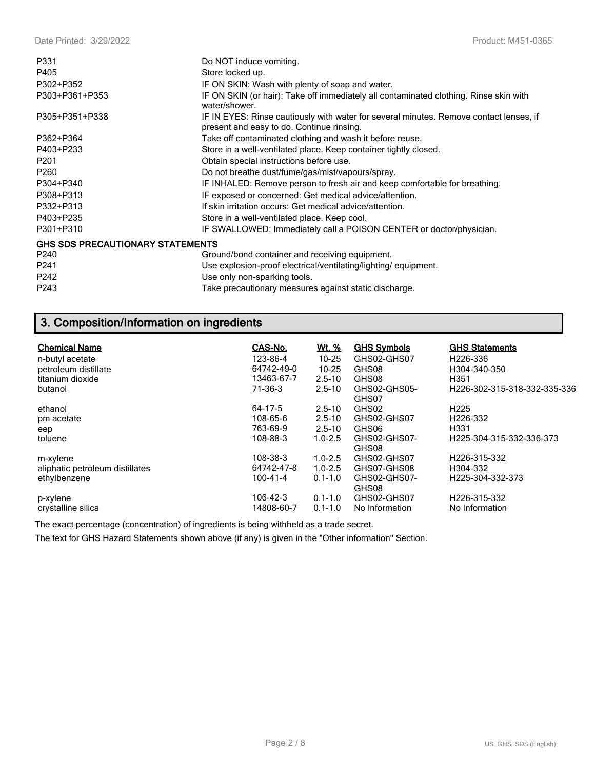| | |
|---|---|
| P331 | Do NOT induce vomiting. |
| P405 | Store locked up. |
| P302+P352 | IF ON SKIN: Wash with plenty of soap and water. |
| P303+P361+P353 | IF ON SKIN (or hair): Take off immediately all contaminated clothing. Rinse skin with water/shower. |
| P305+P351+P338 | IF IN EYES: Rinse cautiously with water for several minutes. Remove contact lenses, if present and easy to do. Continue rinsing. |
| P362+P364 | Take off contaminated clothing and wash it before reuse. |
| P403+P233 | Store in a well-ventilated place. Keep container tightly closed. |
| P201 | Obtain special instructions before use. |
| P260 | Do not breathe dust/fume/gas/mist/vapours/spray. |
| P304+P340 | IF INHALED: Remove person to fresh air and keep comfortable for breathing. |
| P308+P313 | IF exposed or concerned: Get medical advice/attention. |
| P332+P313 | If skin irritation occurs: Get medical advice/attention. |
| P403+P235 | Store in a well-ventilated place. Keep cool. |
| P301+P310 | IF SWALLOWED: Immediately call a POISON CENTER or doctor/physician. |

**GHS SDS PRECAUTIONARY STATEMENTS**

| | |
|---|---|
| P240 | Ground/bond container and receiving equipment. |
| P241 | Use explosion-proof electrical/ventilating/lighting/ equipment. |
| P242 | Use only non-sparking tools. |
| P243 | Take precautionary measures against static discharge. |

## 3. Composition/Information on ingredients

| Chemical Name | CAS-No. | Wt. % | GHS Symbols | GHS Statements |
|---|---|---|---|---|
| n-butyl acetate | 123-86-4 | 10-25 | GHS02-GHS07 | H226-336 |
| petroleum distillate | 64742-49-0 | 10-25 | GHS08 | H304-340-350 |
| titanium dioxide | 13463-67-7 | 2.5-10 | GHS08 | H351 |
| butanol | 71-36-3 | 2.5-10 | GHS02-GHS05-GHS07 | H226-302-315-318-332-335-336 |
| ethanol | 64-17-5 | 2.5-10 | GHS02 | H225 |
| pm acetate | 108-65-6 | 2.5-10 | GHS02-GHS07 | H226-332 |
| eep | 763-69-9 | 2.5-10 | GHS06 | H331 |
| toluene | 108-88-3 | 1.0-2.5 | GHS02-GHS07-GHS08 | H225-304-315-332-336-373 |
| m-xylene | 108-38-3 | 1.0-2.5 | GHS02-GHS07 | H226-315-332 |
| aliphatic petroleum distillates | 64742-47-8 | 1.0-2.5 | GHS07-GHS08 | H304-332 |
| ethylbenzene | 100-41-4 | 0.1-1.0 | GHS02-GHS07-GHS08 | H225-304-332-373 |
| p-xylene | 106-42-3 | 0.1-1.0 | GHS02-GHS07 | H226-315-332 |
| crystalline silica | 14808-60-7 | 0.1-1.0 | No Information | No Information |

The exact percentage (concentration) of ingredients is being withheld as a trade secret.

The text for GHS Hazard Statements shown above (if any) is given in the "Other information" Section.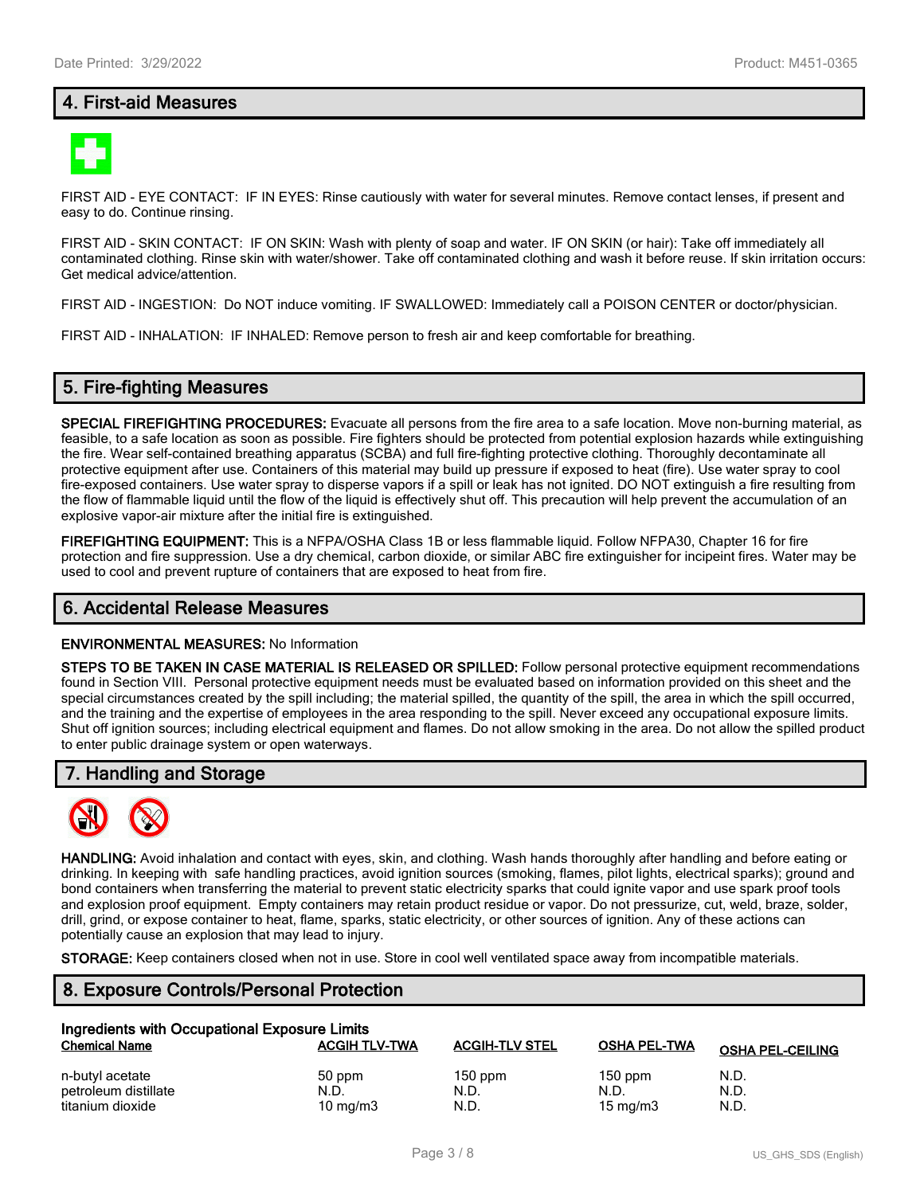## 4. First-aid Measures

FIRST AID - EYE CONTACT: IF IN EYES: Rinse cautiously with water for several minutes. Remove contact lenses, if present and easy to do. Continue rinsing.

FIRST AID - SKIN CONTACT: IF ON SKIN: Wash with plenty of soap and water. IF ON SKIN (or hair): Take off immediately all contaminated clothing. Rinse skin with water/shower. Take off contaminated clothing and wash it before reuse. If skin irritation occurs: Get medical advice/attention.

FIRST AID - INGESTION: Do NOT induce vomiting. IF SWALLOWED: Immediately call a POISON CENTER or doctor/physician.

FIRST AID - INHALATION: IF INHALED: Remove person to fresh air and keep comfortable for breathing.

## 5. Fire-fighting Measures

**SPECIAL FIREFIGHTING PROCEDURES:** Evacuate all persons from the fire area to a safe location. Move non-burning material, as feasible, to a safe location as soon as possible. Fire fighters should be protected from potential explosion hazards while extinguishing the fire. Wear self-contained breathing apparatus (SCBA) and full fire-fighting protective clothing. Thoroughly decontaminate all protective equipment after use. Containers of this material may build up pressure if exposed to heat (fire). Use water spray to cool fire-exposed containers. Use water spray to disperse vapors if a spill or leak has not ignited. DO NOT extinguish a fire resulting from the flow of flammable liquid until the flow of the liquid is effectively shut off. This precaution will help prevent the accumulation of an explosive vapor-air mixture after the initial fire is extinguished.

**FIREFIGHTING EQUIPMENT:** This is a NFPA/OSHA Class 1B or less flammable liquid. Follow NFPA30, Chapter 16 for fire protection and fire suppression. Use a dry chemical, carbon dioxide, or similar ABC fire extinguisher for incipeint fires. Water may be used to cool and prevent rupture of containers that are exposed to heat from fire.

## 6. Accidental Release Measures

**ENVIRONMENTAL MEASURES:** No Information

**STEPS TO BE TAKEN IN CASE MATERIAL IS RELEASED OR SPILLED:** Follow personal protective equipment recommendations found in Section VIII. Personal protective equipment needs must be evaluated based on information provided on this sheet and the special circumstances created by the spill including; the material spilled, the quantity of the spill, the area in which the spill occurred, and the training and the expertise of employees in the area responding to the spill. Never exceed any occupational exposure limits. Shut off ignition sources; including electrical equipment and flames. Do not allow smoking in the area. Do not allow the spilled product to enter public drainage system or open waterways.

## 7. Handling and Storage

**HANDLING:** Avoid inhalation and contact with eyes, skin, and clothing. Wash hands thoroughly after handling and before eating or drinking. In keeping with safe handling practices, avoid ignition sources (smoking, flames, pilot lights, electrical sparks); ground and bond containers when transferring the material to prevent static electricity sparks that could ignite vapor and use spark proof tools and explosion proof equipment. Empty containers may retain product residue or vapor. Do not pressurize, cut, weld, braze, solder, drill, grind, or expose container to heat, flame, sparks, static electricity, or other sources of ignition. Any of these actions can potentially cause an explosion that may lead to injury.

**STORAGE:** Keep containers closed when not in use. Store in cool well ventilated space away from incompatible materials.

## 8. Exposure Controls/Personal Protection

**Ingredients with Occupational Exposure Limits**

| Chemical Name | ACGIH TLV-TWA | ACGIH-TLV STEL | OSHA PEL-TWA | OSHA PEL-CEILING |
|---|---|---|---|---|
| n-butyl acetate | 50 ppm | 150 ppm | 150 ppm | N.D. |
| petroleum distillate | N.D. | N.D. | N.D. | N.D. |
| titanium dioxide | 10 mg/m3 | N.D. | 15 mg/m3 | N.D. |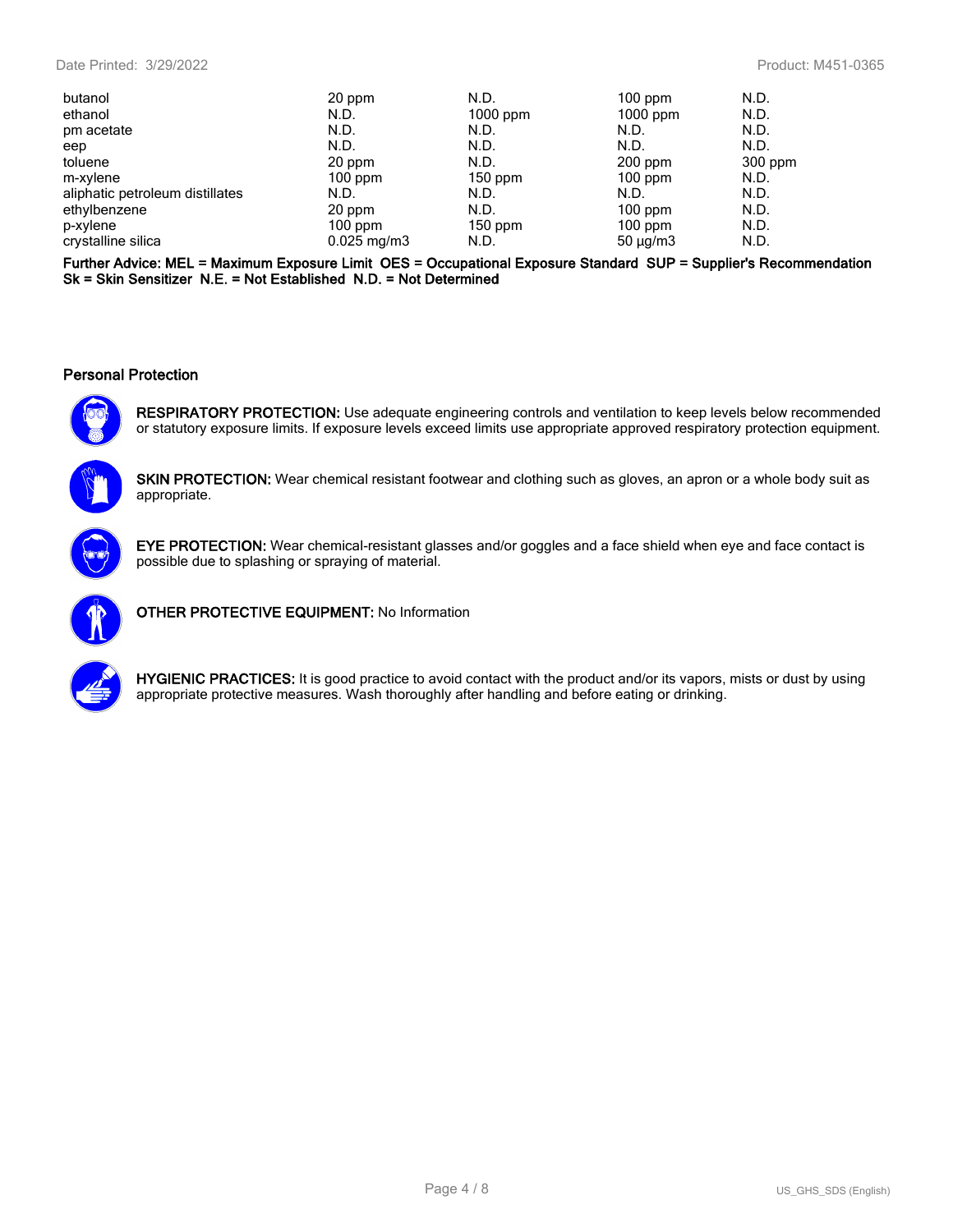| | | | | |
|---|---|---|---|---|
| butanol | 20 ppm | N.D. | 100 ppm | N.D. |
| ethanol | N.D. | 1000 ppm | 1000 ppm | N.D. |
| pm acetate | N.D. | N.D. | N.D. | N.D. |
| eep | N.D. | N.D. | N.D. | N.D. |
| toluene | 20 ppm | N.D. | 200 ppm | 300 ppm |
| m-xylene | 100 ppm | 150 ppm | 100 ppm | N.D. |
| aliphatic petroleum distillates | N.D. | N.D. | N.D. | N.D. |
| ethylbenzene | 20 ppm | N.D. | 100 ppm | N.D. |
| p-xylene | 100 ppm | 150 ppm | 100 ppm | N.D. |
| crystalline silica | 0.025 mg/m3 | N.D. | 50 µg/m3 | N.D. |

**Further Advice: MEL = Maximum Exposure Limit OES = Occupational Exposure Standard SUP = Supplier's Recommendation Sk = Skin Sensitizer N.E. = Not Established N.D. = Not Determined**

### Personal Protection

**RESPIRATORY PROTECTION:** Use adequate engineering controls and ventilation to keep levels below recommended or statutory exposure limits. If exposure levels exceed limits use appropriate approved respiratory protection equipment.

**SKIN PROTECTION:** Wear chemical resistant footwear and clothing such as gloves, an apron or a whole body suit as appropriate.

**EYE PROTECTION:** Wear chemical-resistant glasses and/or goggles and a face shield when eye and face contact is possible due to splashing or spraying of material.

**OTHER PROTECTIVE EQUIPMENT:** No Information

**HYGIENIC PRACTICES:** It is good practice to avoid contact with the product and/or its vapors, mists or dust by using appropriate protective measures. Wash thoroughly after handling and before eating or drinking.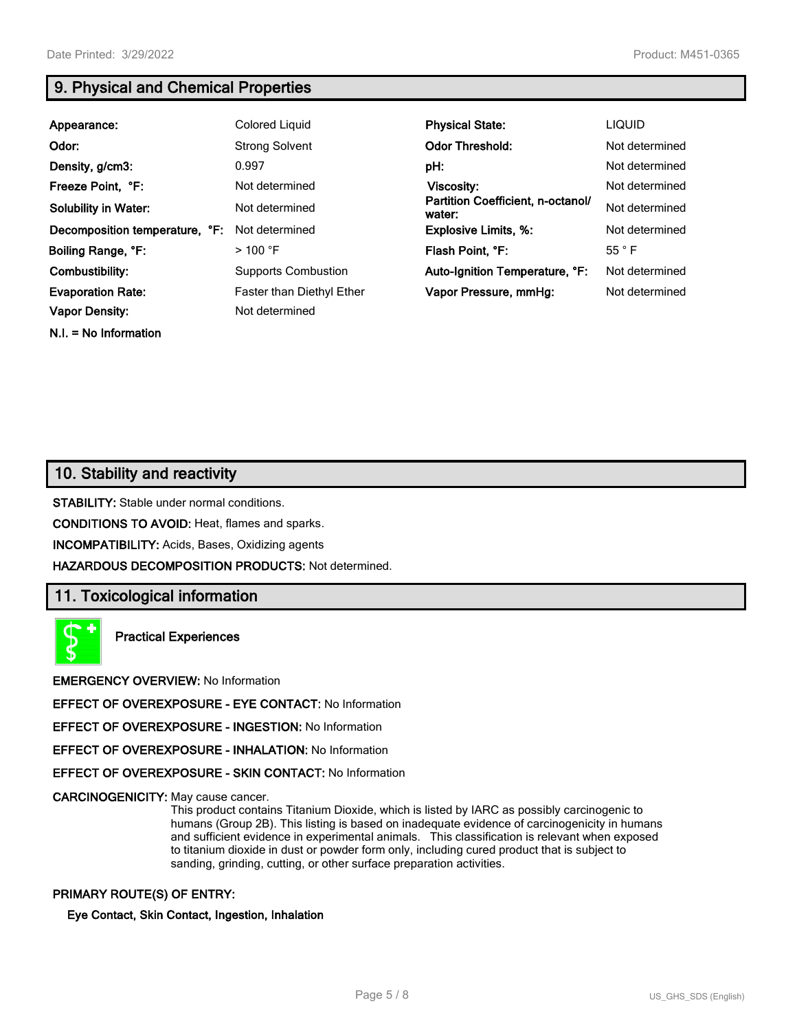## 9. Physical and Chemical Properties

| | | | |
|---|---|---|---|
| **Appearance:** | Colored Liquid | **Physical State:** | LIQUID |
| **Odor:** | Strong Solvent | **Odor Threshold:** | Not determined |
| **Density, g/cm3:** | 0.997 | **pH:** | Not determined |
| **Freeze Point, °F:** | Not determined | **Viscosity:** | Not determined |
| **Solubility in Water:** | Not determined | **Partition Coefficient, n-octanol/ water:** | Not determined |
| **Decomposition temperature, °F:** | Not determined | **Explosive Limits, %:** | Not determined |
| **Boiling Range, °F:** | > 100 °F | **Flash Point, °F:** | 55 ° F |
| **Combustibility:** | Supports Combustion | **Auto-Ignition Temperature, °F:** | Not determined |
| **Evaporation Rate:** | Faster than Diethyl Ether | **Vapor Pressure, mmHg:** | Not determined |
| **Vapor Density:** | Not determined | | |

**N.I. = No Information**

## 10. Stability and reactivity

**STABILITY:** Stable under normal conditions.

**CONDITIONS TO AVOID:** Heat, flames and sparks.

**INCOMPATIBILITY:** Acids, Bases, Oxidizing agents

**HAZARDOUS DECOMPOSITION PRODUCTS:** Not determined.

## 11. Toxicological information

**Practical Experiences**

**EMERGENCY OVERVIEW:** No Information

**EFFECT OF OVEREXPOSURE - EYE CONTACT:** No Information

**EFFECT OF OVEREXPOSURE - INGESTION:** No Information

**EFFECT OF OVEREXPOSURE - INHALATION:** No Information

**EFFECT OF OVEREXPOSURE - SKIN CONTACT:** No Information

**CARCINOGENICITY:** May cause cancer.
This product contains Titanium Dioxide, which is listed by IARC as possibly carcinogenic to humans (Group 2B). This listing is based on inadequate evidence of carcinogenicity in humans and sufficient evidence in experimental animals. This classification is relevant when exposed to titanium dioxide in dust or powder form only, including cured product that is subject to sanding, grinding, cutting, or other surface preparation activities.

**PRIMARY ROUTE(S) OF ENTRY:**

**Eye Contact, Skin Contact, Ingestion, Inhalation**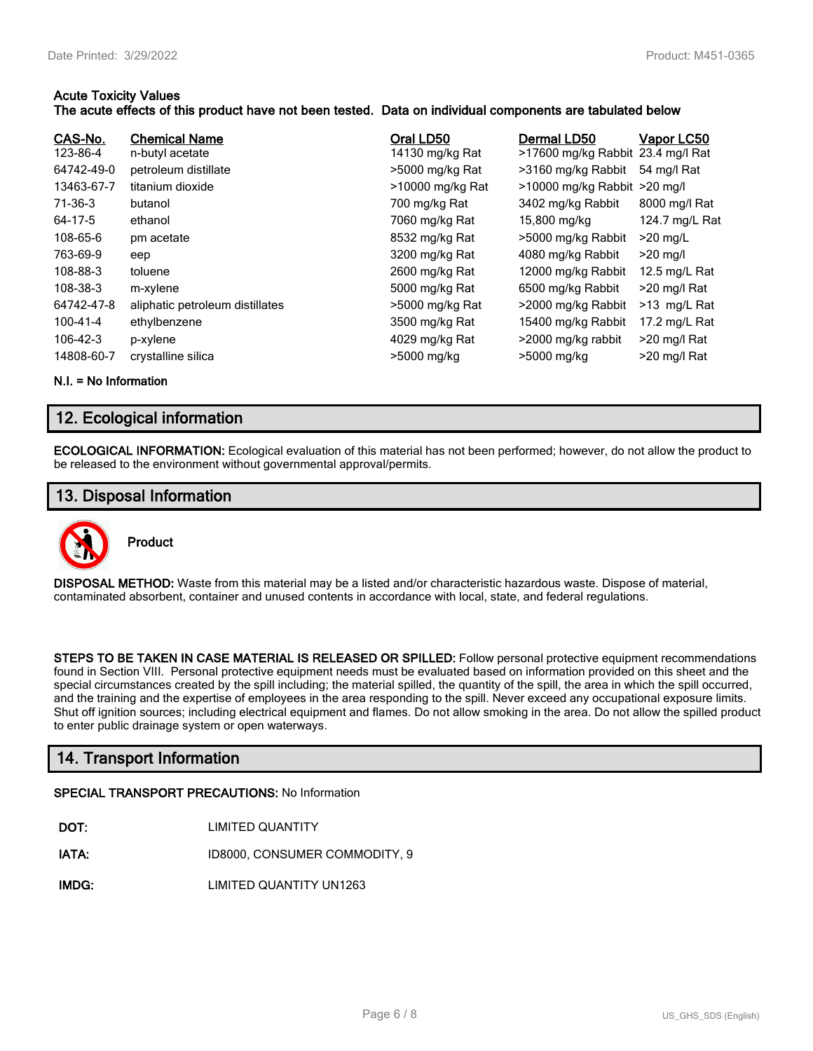**Acute Toxicity Values**

**The acute effects of this product have not been tested. Data on individual components are tabulated below**

| CAS-No. | Chemical Name | Oral LD50 | Dermal LD50 | Vapor LC50 |
|---|---|---|---|---|
| 123-86-4 | n-butyl acetate | 14130 mg/kg Rat | >17600 mg/kg Rabbit | 23.4 mg/l Rat |
| 64742-49-0 | petroleum distillate | >5000 mg/kg Rat | >3160 mg/kg Rabbit | 54 mg/l Rat |
| 13463-67-7 | titanium dioxide | >10000 mg/kg Rat | >10000 mg/kg Rabbit | >20 mg/l |
| 71-36-3 | butanol | 700 mg/kg Rat | 3402 mg/kg Rabbit | 8000 mg/l Rat |
| 64-17-5 | ethanol | 7060 mg/kg Rat | 15,800 mg/kg | 124.7 mg/L Rat |
| 108-65-6 | pm acetate | 8532 mg/kg Rat | >5000 mg/kg Rabbit | >20 mg/L |
| 763-69-9 | eep | 3200 mg/kg Rat | 4080 mg/kg Rabbit | >20 mg/l |
| 108-88-3 | toluene | 2600 mg/kg Rat | 12000 mg/kg Rabbit | 12.5 mg/L Rat |
| 108-38-3 | m-xylene | 5000 mg/kg Rat | 6500 mg/kg Rabbit | >20 mg/l Rat |
| 64742-47-8 | aliphatic petroleum distillates | >5000 mg/kg Rat | >2000 mg/kg Rabbit | >13 mg/L Rat |
| 100-41-4 | ethylbenzene | 3500 mg/kg Rat | 15400 mg/kg Rabbit | 17.2 mg/L Rat |
| 106-42-3 | p-xylene | 4029 mg/kg Rat | >2000 mg/kg rabbit | >20 mg/l Rat |
| 14808-60-7 | crystalline silica | >5000 mg/kg | >5000 mg/kg | >20 mg/l Rat |

**N.I. = No Information**

## 12. Ecological information

**ECOLOGICAL INFORMATION:** Ecological evaluation of this material has not been performed; however, do not allow the product to be released to the environment without governmental approval/permits.

## 13. Disposal Information

**Product**

**DISPOSAL METHOD:** Waste from this material may be a listed and/or characteristic hazardous waste. Dispose of material, contaminated absorbent, container and unused contents in accordance with local, state, and federal regulations.

**STEPS TO BE TAKEN IN CASE MATERIAL IS RELEASED OR SPILLED:** Follow personal protective equipment recommendations found in Section VIII. Personal protective equipment needs must be evaluated based on information provided on this sheet and the special circumstances created by the spill including; the material spilled, the quantity of the spill, the area in which the spill occurred, and the training and the expertise of employees in the area responding to the spill. Never exceed any occupational exposure limits. Shut off ignition sources; including electrical equipment and flames. Do not allow smoking in the area. Do not allow the spilled product to enter public drainage system or open waterways.

## 14. Transport Information

**SPECIAL TRANSPORT PRECAUTIONS:** No Information

**DOT:** LIMITED QUANTITY

**IATA:** ID8000, CONSUMER COMMODITY, 9

**IMDG:** LIMITED QUANTITY UN1263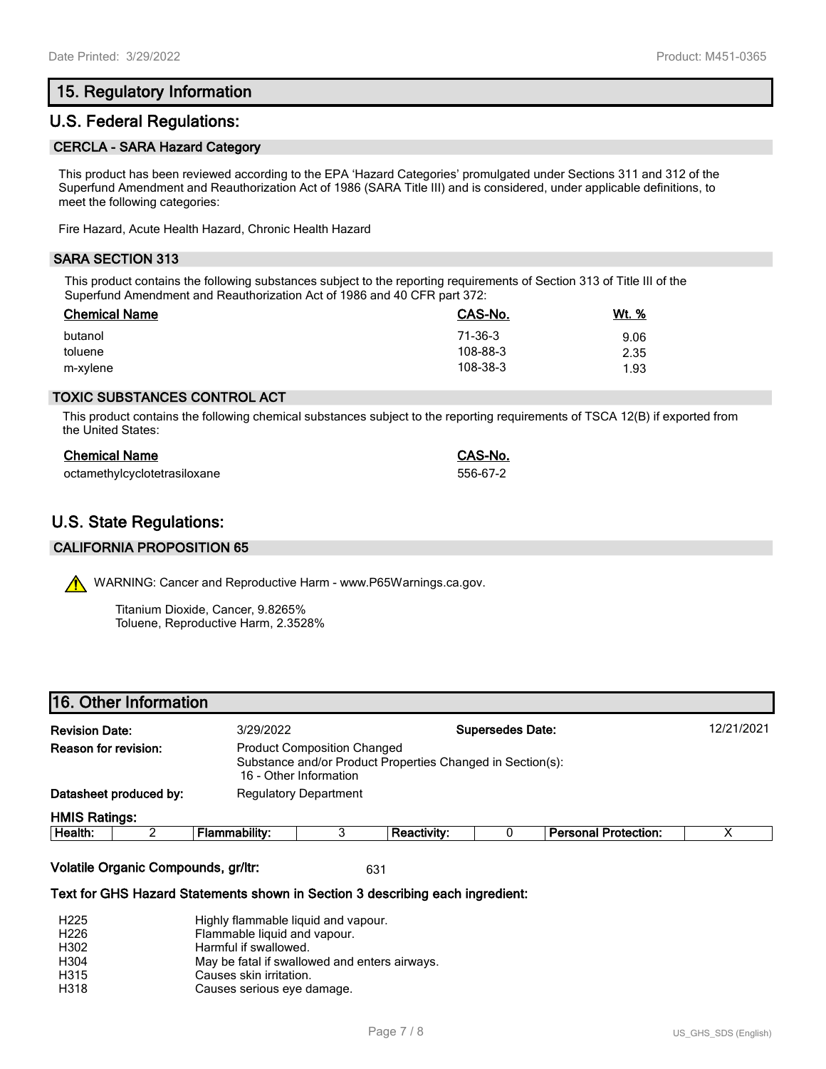## 15. Regulatory Information

## U.S. Federal Regulations:

### CERCLA - SARA Hazard Category

This product has been reviewed according to the EPA 'Hazard Categories' promulgated under Sections 311 and 312 of the Superfund Amendment and Reauthorization Act of 1986 (SARA Title III) and is considered, under applicable definitions, to meet the following categories:

Fire Hazard, Acute Health Hazard, Chronic Health Hazard

### SARA SECTION 313

This product contains the following substances subject to the reporting requirements of Section 313 of Title III of the Superfund Amendment and Reauthorization Act of 1986 and 40 CFR part 372:

| Chemical Name | CAS-No. | Wt. % |
|---|---|---|
| butanol | 71-36-3 | 9.06 |
| toluene | 108-88-3 | 2.35 |
| m-xylene | 108-38-3 | 1.93 |

### TOXIC SUBSTANCES CONTROL ACT

This product contains the following chemical substances subject to the reporting requirements of TSCA 12(B) if exported from the United States:

| Chemical Name | CAS-No. |
|---|---|
| octamethylcyclotetrasiloxane | 556-67-2 |

## U.S. State Regulations:

### CALIFORNIA PROPOSITION 65

WARNING: Cancer and Reproductive Harm - www.P65Warnings.ca.gov.

Titanium Dioxide, Cancer, 9.8265%
Toluene, Reproductive Harm, 2.3528%

## 16. Other Information

**Revision Date:** 3/29/2022 **Supersedes Date:** 12/21/2021

**Reason for revision:** Product Composition Changed
Substance and/or Product Properties Changed in Section(s):
16 - Other Information

**Datasheet produced by:** Regulatory Department

**HMIS Ratings:**

| Health: | 2 | Flammability: | 3 | Reactivity: | 0 | Personal Protection: | X |
|---|---|---|---|---|---|---|---|

**Volatile Organic Compounds, gr/ltr:** 631

**Text for GHS Hazard Statements shown in Section 3 describing each ingredient:**

| | |
|---|---|
| H225 | Highly flammable liquid and vapour. |
| H226 | Flammable liquid and vapour. |
| H302 | Harmful if swallowed. |
| H304 | May be fatal if swallowed and enters airways. |
| H315 | Causes skin irritation. |
| H318 | Causes serious eye damage. |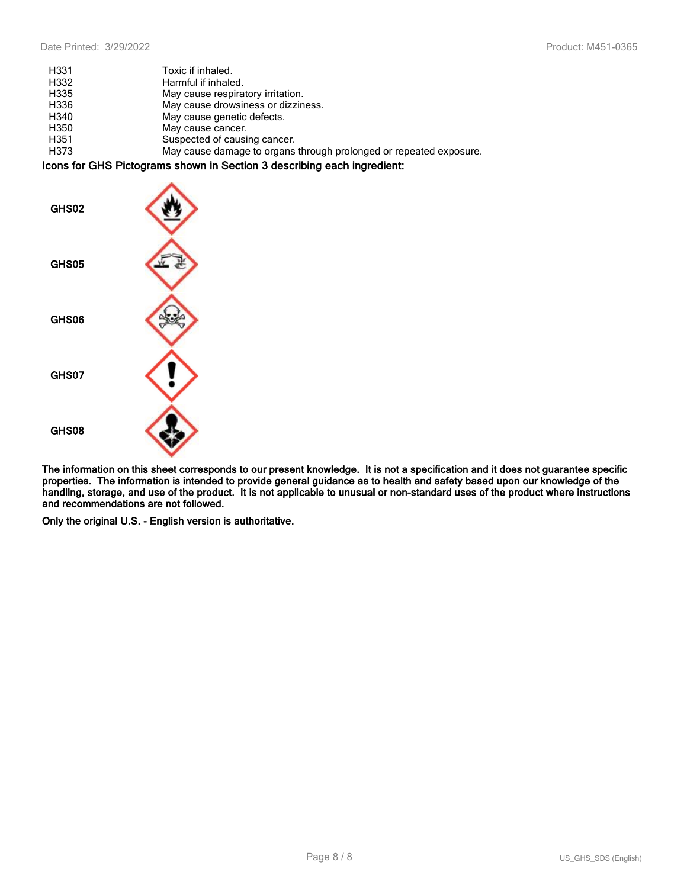| | |
|---|---|
| H331 | Toxic if inhaled. |
| H332 | Harmful if inhaled. |
| H335 | May cause respiratory irritation. |
| H336 | May cause drowsiness or dizziness. |
| H340 | May cause genetic defects. |
| H350 | May cause cancer. |
| H351 | Suspected of causing cancer. |
| H373 | May cause damage to organs through prolonged or repeated exposure. |

**Icons for GHS Pictograms shown in Section 3 describing each ingredient:**

GHS02

GHS05

GHS06

GHS07

GHS08

**The information on this sheet corresponds to our present knowledge. It is not a specification and it does not guarantee specific properties. The information is intended to provide general guidance as to health and safety based upon our knowledge of the handling, storage, and use of the product. It is not applicable to unusual or non-standard uses of the product where instructions and recommendations are not followed.**

**Only the original U.S. - English version is authoritative.**